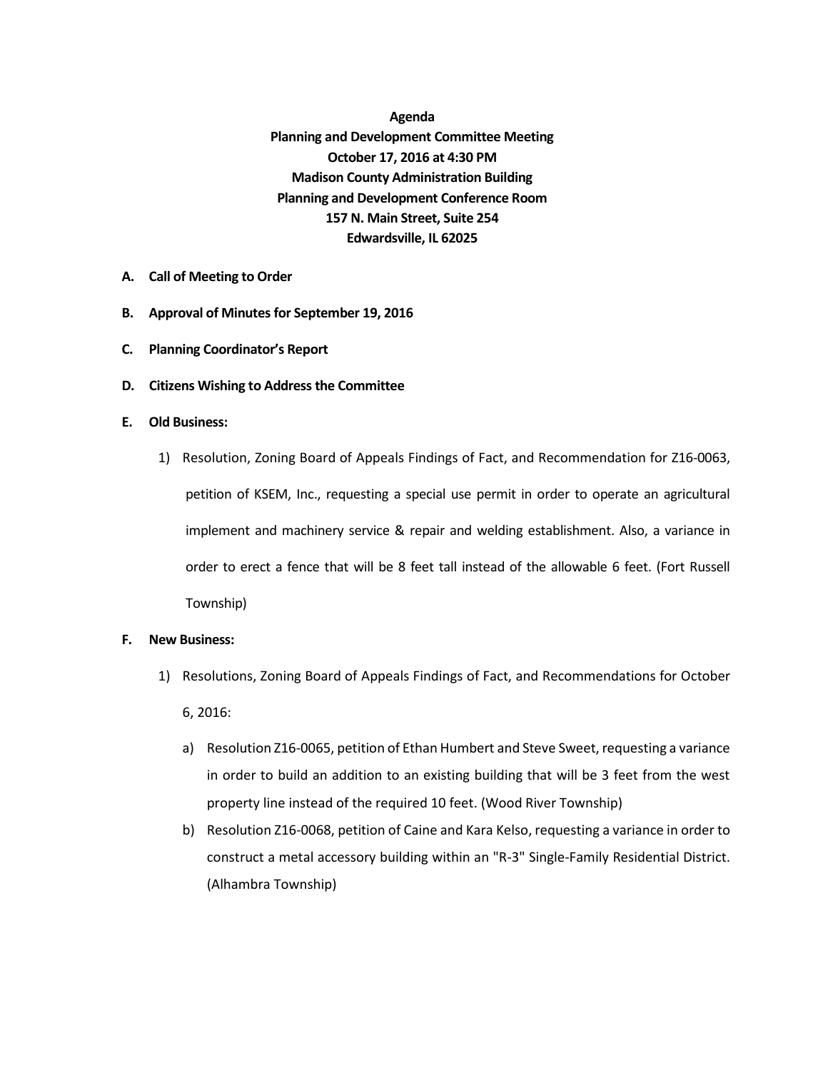**Agenda**
**Planning and Development Committee Meeting**
**October 17, 2016 at 4:30 PM**
**Madison County Administration Building**
**Planning and Development Conference Room**
**157 N. Main Street, Suite 254**
**Edwardsville, IL 62025**

**A. Call of Meeting to Order**

**B. Approval of Minutes for September 19, 2016**

**C. Planning Coordinator's Report**

**D. Citizens Wishing to Address the Committee**

**E. Old Business:**

1) Resolution, Zoning Board of Appeals Findings of Fact, and Recommendation for Z16-0063, petition of KSEM, Inc., requesting a special use permit in order to operate an agricultural implement and machinery service & repair and welding establishment. Also, a variance in order to erect a fence that will be 8 feet tall instead of the allowable 6 feet. (Fort Russell Township)

**F. New Business:**

1) Resolutions, Zoning Board of Appeals Findings of Fact, and Recommendations for October 6, 2016:

   a) Resolution Z16-0065, petition of Ethan Humbert and Steve Sweet, requesting a variance in order to build an addition to an existing building that will be 3 feet from the west property line instead of the required 10 feet. (Wood River Township)

   b) Resolution Z16-0068, petition of Caine and Kara Kelso, requesting a variance in order to construct a metal accessory building within an "R-3" Single-Family Residential District. (Alhambra Township)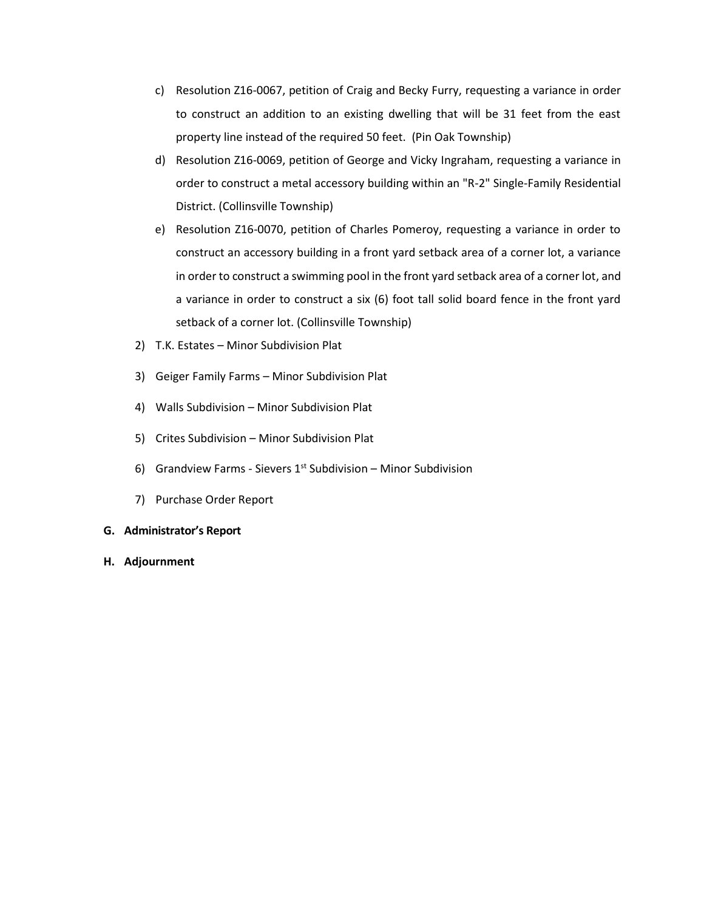c) Resolution Z16-0067, petition of Craig and Becky Furry, requesting a variance in order to construct an addition to an existing dwelling that will be 31 feet from the east property line instead of the required 50 feet. (Pin Oak Township)

d) Resolution Z16-0069, petition of George and Vicky Ingraham, requesting a variance in order to construct a metal accessory building within an "R-2" Single-Family Residential District. (Collinsville Township)

e) Resolution Z16-0070, petition of Charles Pomeroy, requesting a variance in order to construct an accessory building in a front yard setback area of a corner lot, a variance in order to construct a swimming pool in the front yard setback area of a corner lot, and a variance in order to construct a six (6) foot tall solid board fence in the front yard setback of a corner lot. (Collinsville Township)

2) T.K. Estates – Minor Subdivision Plat

3) Geiger Family Farms – Minor Subdivision Plat

4) Walls Subdivision – Minor Subdivision Plat

5) Crites Subdivision – Minor Subdivision Plat

6) Grandview Farms - Sievers 1st Subdivision – Minor Subdivision

7) Purchase Order Report

**G. Administrator's Report**

**H. Adjournment**